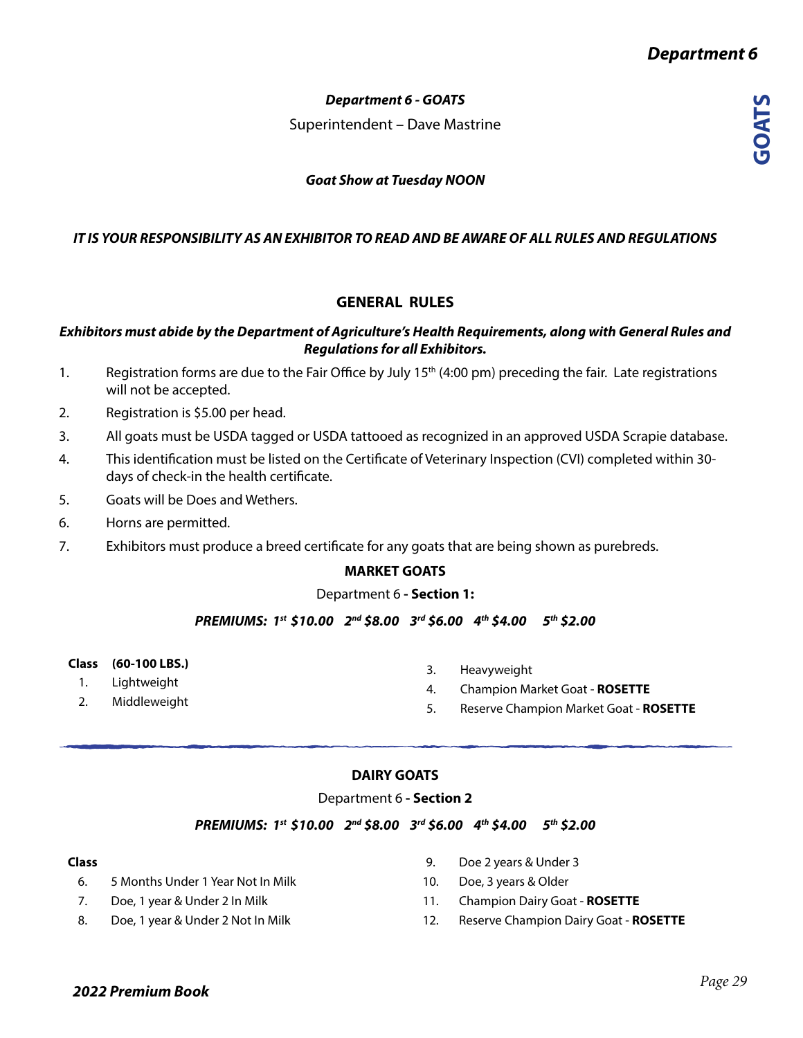## *Department 6 - GOATS*

Superintendent – Dave Mastrine

***Goat Show at Tuesday NOON***

***IT IS YOUR RESPONSIBILITY AS AN EXHIBITOR TO READ AND BE AWARE OF ALL RULES AND REGULATIONS***

### GENERAL RULES

***Exhibitors must abide by the Department of Agriculture's Health Requirements, along with General Rules and Regulations for all Exhibitors.***

1. Registration forms are due to the Fair Office by July 15th (4:00 pm) preceding the fair. Late registrations will not be accepted.
2. Registration is $5.00 per head.
3. All goats must be USDA tagged or USDA tattooed as recognized in an approved USDA Scrapie database.
4. This identification must be listed on the Certificate of Veterinary Inspection (CVI) completed within 30-days of check-in the health certificate.
5. Goats will be Does and Wethers.
6. Horns are permitted.
7. Exhibitors must produce a breed certificate for any goats that are being shown as purebreds.

### MARKET GOATS

Department 6 **- Section 1:**

***PREMIUMS: 1st $10.00 2nd $8.00 3rd $6.00 4th $4.00 5th $2.00***

**Class (60-100 LBS.)**

1. Lightweight
2. Middleweight
3. Heavyweight
4. Champion Market Goat - **ROSETTE**
5. Reserve Champion Market Goat - **ROSETTE**

### DAIRY GOATS

Department 6 **- Section 2**

***PREMIUMS: 1st $10.00 2nd $8.00 3rd $6.00 4th $4.00 5th $2.00***

**Class**

6. 5 Months Under 1 Year Not In Milk
7. Doe, 1 year & Under 2 In Milk
8. Doe, 1 year & Under 2 Not In Milk
9. Doe 2 years & Under 3
10. Doe, 3 years & Older
11. Champion Dairy Goat - **ROSETTE**
12. Reserve Champion Dairy Goat - **ROSETTE**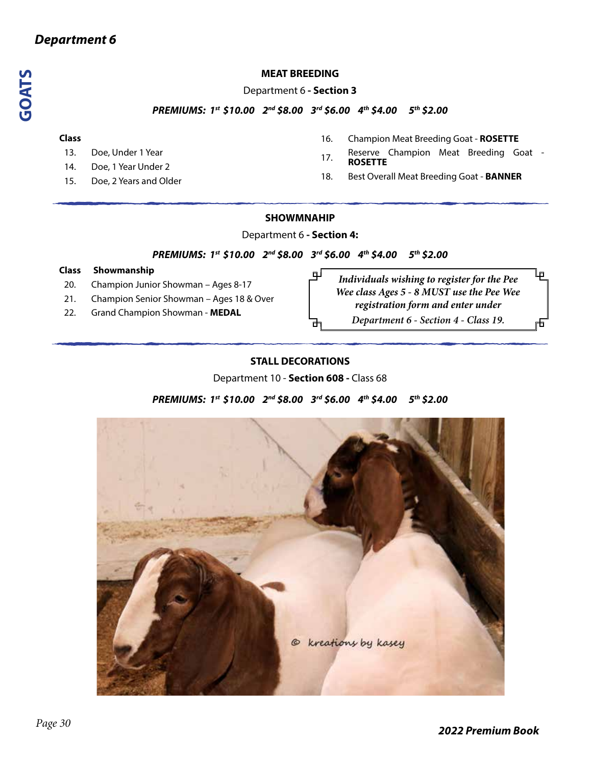## Department 6

**GOATS**

### MEAT BREEDING

Department 6 **- Section 3**

***PREMIUMS: 1st $10.00 2nd $8.00 3rd $6.00 4th $4.00 5th $2.00***

**Class**

13. Doe, Under 1 Year
14. Doe, 1 Year Under 2
15. Doe, 2 Years and Older
16. Champion Meat Breeding Goat - **ROSETTE**
17. Reserve Champion Meat Breeding Goat - **ROSETTE**
18. Best Overall Meat Breeding Goat - **BANNER**

### SHOWMNAHIP

Department 6 **- Section 4:**

***PREMIUMS: 1st $10.00 2nd $8.00 3rd $6.00 4th $4.00 5th $2.00***

**Class Showmanship**

20. Champion Junior Showman – Ages 8-17
21. Champion Senior Showman – Ages 18 & Over
22. Grand Champion Showman - **MEDAL**

*Individuals wishing to register for the Pee Wee class Ages 5 - 8 MUST use the Pee Wee registration form and enter under Department 6 - Section 4 - Class 19.*

### STALL DECORATIONS

Department 10 - **Section 608 -** Class 68

***PREMIUMS: 1st $10.00 2nd $8.00 3rd $6.00 4th $4.00 5th $2.00***

2022 Premium Book